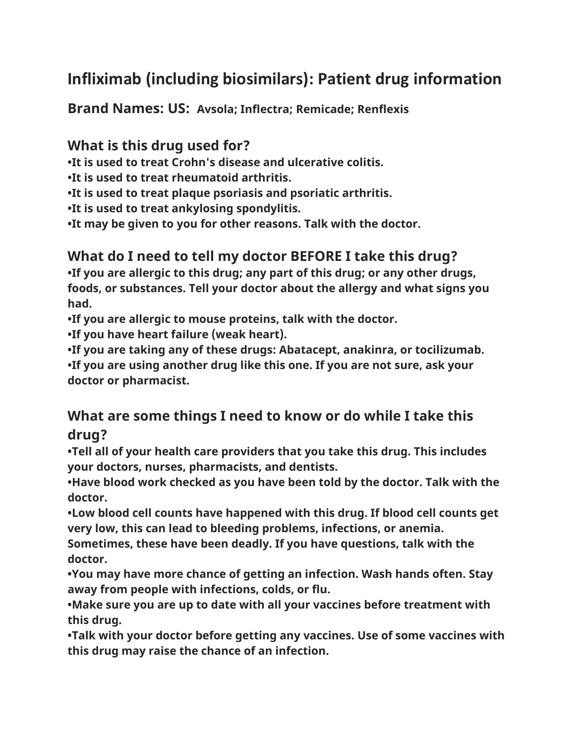# Infliximab (including biosimilars): Patient drug information

## Brand Names: US: Avsola; Inflectra; Remicade; Renflexis

## What is this drug used for?

**•It is used to treat Crohn's disease and ulcerative colitis.**
**•It is used to treat rheumatoid arthritis.**
**•It is used to treat plaque psoriasis and psoriatic arthritis.**
**•It is used to treat ankylosing spondylitis.**
**•It may be given to you for other reasons. Talk with the doctor.**

## What do I need to tell my doctor BEFORE I take this drug?

**•If you are allergic to this drug; any part of this drug; or any other drugs, foods, or substances. Tell your doctor about the allergy and what signs you had.**
**•If you are allergic to mouse proteins, talk with the doctor.**
**•If you have heart failure (weak heart).**
**•If you are taking any of these drugs: Abatacept, anakinra, or tocilizumab.**
**•If you are using another drug like this one. If you are not sure, ask your doctor or pharmacist.**

## What are some things I need to know or do while I take this drug?

**•Tell all of your health care providers that you take this drug. This includes your doctors, nurses, pharmacists, and dentists.**
**•Have blood work checked as you have been told by the doctor. Talk with the doctor.**
**•Low blood cell counts have happened with this drug. If blood cell counts get very low, this can lead to bleeding problems, infections, or anemia. Sometimes, these have been deadly. If you have questions, talk with the doctor.**
**•You may have more chance of getting an infection. Wash hands often. Stay away from people with infections, colds, or flu.**
**•Make sure you are up to date with all your vaccines before treatment with this drug.**
**•Talk with your doctor before getting any vaccines. Use of some vaccines with this drug may raise the chance of an infection.**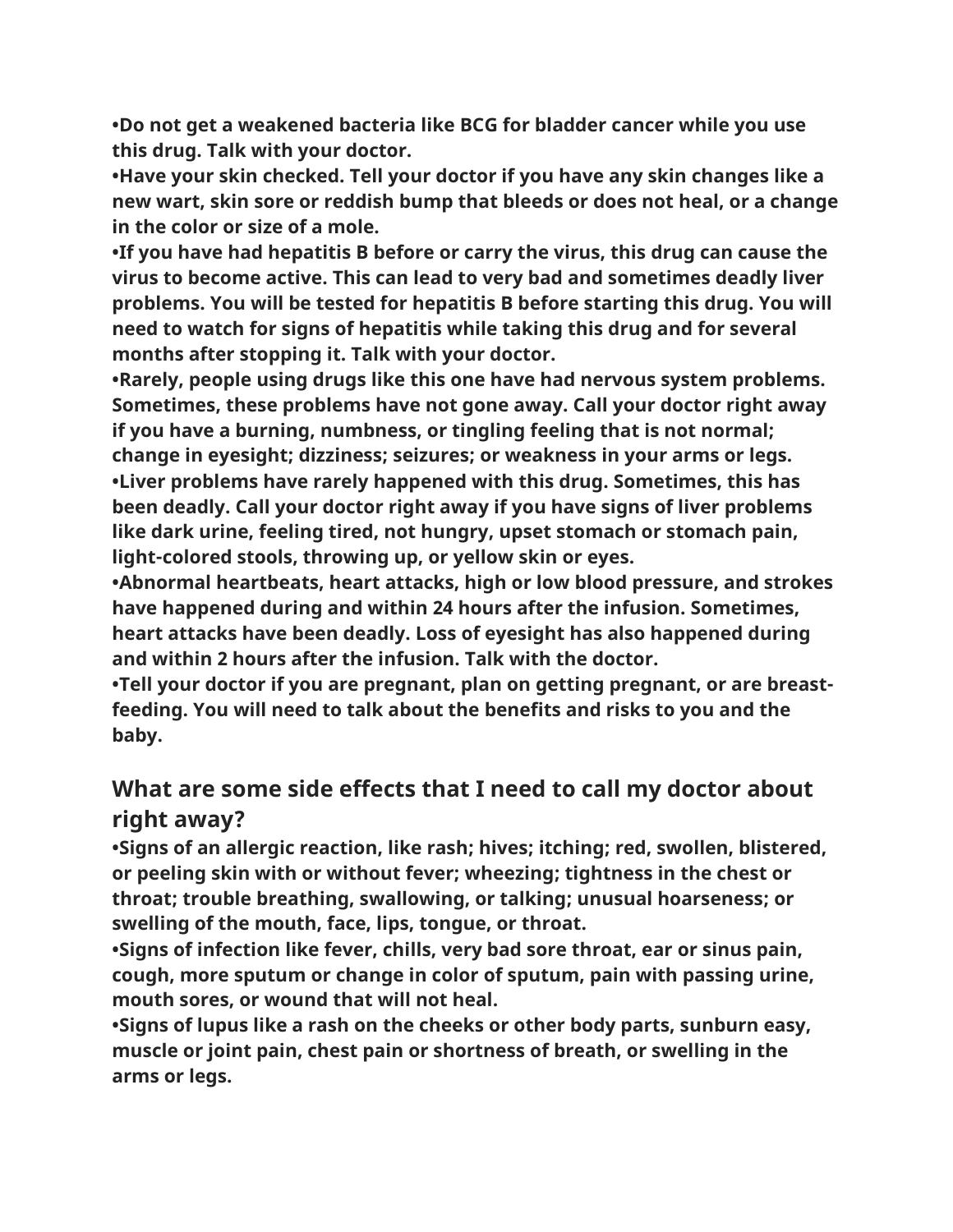**•Do not get a weakened bacteria like BCG for bladder cancer while you use this drug. Talk with your doctor.**
**•Have your skin checked. Tell your doctor if you have any skin changes like a new wart, skin sore or reddish bump that bleeds or does not heal, or a change in the color or size of a mole.**
**•If you have had hepatitis B before or carry the virus, this drug can cause the virus to become active. This can lead to very bad and sometimes deadly liver problems. You will be tested for hepatitis B before starting this drug. You will need to watch for signs of hepatitis while taking this drug and for several months after stopping it. Talk with your doctor.**
**•Rarely, people using drugs like this one have had nervous system problems. Sometimes, these problems have not gone away. Call your doctor right away if you have a burning, numbness, or tingling feeling that is not normal; change in eyesight; dizziness; seizures; or weakness in your arms or legs.**
**•Liver problems have rarely happened with this drug. Sometimes, this has been deadly. Call your doctor right away if you have signs of liver problems like dark urine, feeling tired, not hungry, upset stomach or stomach pain, light-colored stools, throwing up, or yellow skin or eyes.**
**•Abnormal heartbeats, heart attacks, high or low blood pressure, and strokes have happened during and within 24 hours after the infusion. Sometimes, heart attacks have been deadly. Loss of eyesight has also happened during and within 2 hours after the infusion. Talk with the doctor.**
**•Tell your doctor if you are pregnant, plan on getting pregnant, or are breast-feeding. You will need to talk about the benefits and risks to you and the baby.**

## What are some side effects that I need to call my doctor about right away?

**•Signs of an allergic reaction, like rash; hives; itching; red, swollen, blistered, or peeling skin with or without fever; wheezing; tightness in the chest or throat; trouble breathing, swallowing, or talking; unusual hoarseness; or swelling of the mouth, face, lips, tongue, or throat.**
**•Signs of infection like fever, chills, very bad sore throat, ear or sinus pain, cough, more sputum or change in color of sputum, pain with passing urine, mouth sores, or wound that will not heal.**
**•Signs of lupus like a rash on the cheeks or other body parts, sunburn easy, muscle or joint pain, chest pain or shortness of breath, or swelling in the arms or legs.**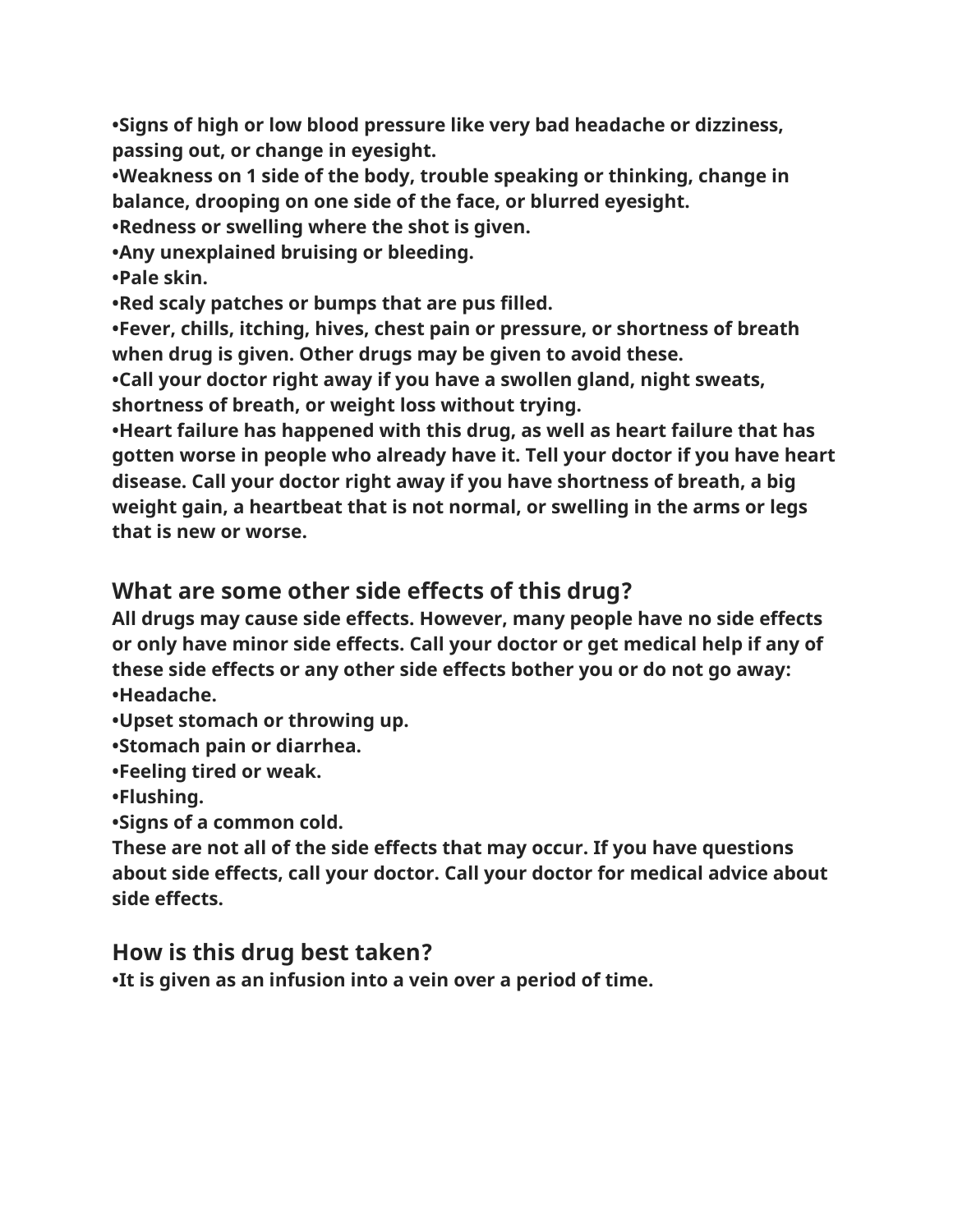**•Signs of high or low blood pressure like very bad headache or dizziness, passing out, or change in eyesight.**
**•Weakness on 1 side of the body, trouble speaking or thinking, change in balance, drooping on one side of the face, or blurred eyesight.**
**•Redness or swelling where the shot is given.**
**•Any unexplained bruising or bleeding.**
**•Pale skin.**
**•Red scaly patches or bumps that are pus filled.**
**•Fever, chills, itching, hives, chest pain or pressure, or shortness of breath when drug is given. Other drugs may be given to avoid these.**
**•Call your doctor right away if you have a swollen gland, night sweats, shortness of breath, or weight loss without trying.**
**•Heart failure has happened with this drug, as well as heart failure that has gotten worse in people who already have it. Tell your doctor if you have heart disease. Call your doctor right away if you have shortness of breath, a big weight gain, a heartbeat that is not normal, or swelling in the arms or legs that is new or worse.**

## What are some other side effects of this drug?

**All drugs may cause side effects. However, many people have no side effects or only have minor side effects. Call your doctor or get medical help if any of these side effects or any other side effects bother you or do not go away:**
**•Headache.**
**•Upset stomach or throwing up.**
**•Stomach pain or diarrhea.**
**•Feeling tired or weak.**
**•Flushing.**
**•Signs of a common cold.**
**These are not all of the side effects that may occur. If you have questions about side effects, call your doctor. Call your doctor for medical advice about side effects.**

## How is this drug best taken?

**•It is given as an infusion into a vein over a period of time.**